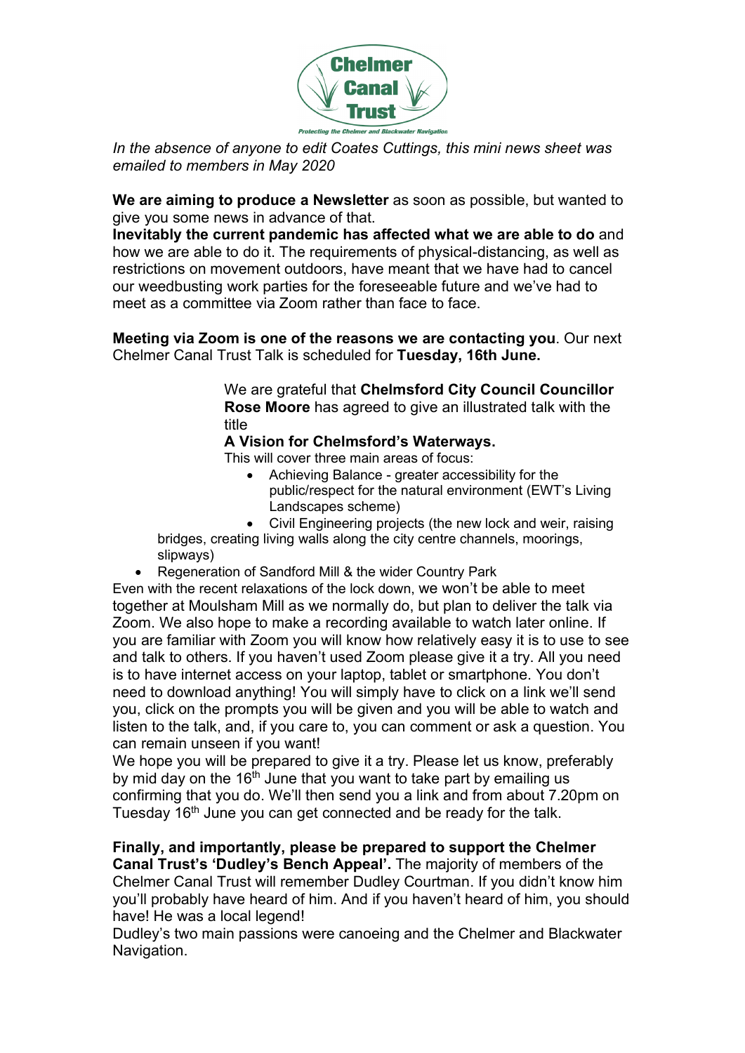Chelmer Canal Trust

Protecting the Chelmer and Blackwater Navigation

*In the absence of anyone to edit Coates Cuttings, this mini news sheet was emailed to members in May 2020*

**We are aiming to produce a Newsletter** as soon as possible, but wanted to give you some news in advance of that.

**Inevitably the current pandemic has affected what we are able to do** and how we are able to do it. The requirements of physical-distancing, as well as restrictions on movement outdoors, have meant that we have had to cancel our weedbusting work parties for the foreseeable future and we've had to meet as a committee via Zoom rather than face to face.

**Meeting via Zoom is one of the reasons we are contacting you**. Our next Chelmer Canal Trust Talk is scheduled for **Tuesday, 16th June.**

We are grateful that **Chelmsford City Council Councillor Rose Moore** has agreed to give an illustrated talk with the title

**A Vision for Chelmsford's Waterways.**

This will cover three main areas of focus:

- Achieving Balance - greater accessibility for the public/respect for the natural environment (EWT's Living Landscapes scheme)
- Civil Engineering projects (the new lock and weir, raising bridges, creating living walls along the city centre channels, moorings, slipways)
- Regeneration of Sandford Mill & the wider Country Park

Even with the recent relaxations of the lock down, we won't be able to meet together at Moulsham Mill as we normally do, but plan to deliver the talk via Zoom. We also hope to make a recording available to watch later online. If you are familiar with Zoom you will know how relatively easy it is to use to see and talk to others. If you haven't used Zoom please give it a try. All you need is to have internet access on your laptop, tablet or smartphone. You don't need to download anything! You will simply have to click on a link we'll send you, click on the prompts you will be given and you will be able to watch and listen to the talk, and, if you care to, you can comment or ask a question. You can remain unseen if you want!

We hope you will be prepared to give it a try. Please let us know, preferably by mid day on the 16th June that you want to take part by emailing us confirming that you do. We'll then send you a link and from about 7.20pm on Tuesday 16th June you can get connected and be ready for the talk.

**Finally, and importantly, please be prepared to support the Chelmer Canal Trust's 'Dudley's Bench Appeal'.** The majority of members of the Chelmer Canal Trust will remember Dudley Courtman. If you didn't know him you'll probably have heard of him. And if you haven't heard of him, you should have! He was a local legend!

Dudley's two main passions were canoeing and the Chelmer and Blackwater Navigation.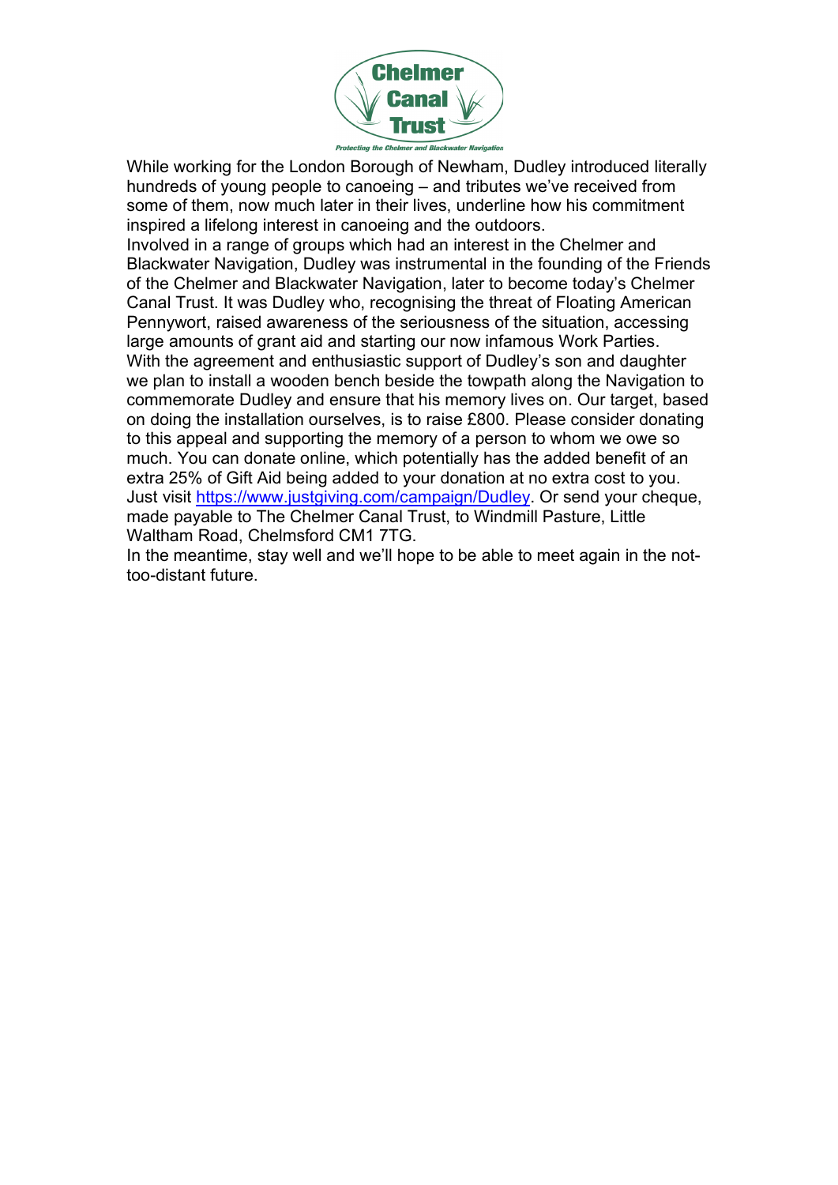While working for the London Borough of Newham, Dudley introduced literally hundreds of young people to canoeing – and tributes we've received from some of them, now much later in their lives, underline how his commitment inspired a lifelong interest in canoeing and the outdoors.

Involved in a range of groups which had an interest in the Chelmer and Blackwater Navigation, Dudley was instrumental in the founding of the Friends of the Chelmer and Blackwater Navigation, later to become today's Chelmer Canal Trust. It was Dudley who, recognising the threat of Floating American Pennywort, raised awareness of the seriousness of the situation, accessing large amounts of grant aid and starting our now infamous Work Parties.

With the agreement and enthusiastic support of Dudley's son and daughter we plan to install a wooden bench beside the towpath along the Navigation to commemorate Dudley and ensure that his memory lives on. Our target, based on doing the installation ourselves, is to raise £800. Please consider donating to this appeal and supporting the memory of a person to whom we owe so much. You can donate online, which potentially has the added benefit of an extra 25% of Gift Aid being added to your donation at no extra cost to you. Just visit [https://www.justgiving.com/campaign/Dudley](https://www.justgiving.com/campaign/Dudley). Or send your cheque, made payable to The Chelmer Canal Trust, to Windmill Pasture, Little Waltham Road, Chelmsford CM1 7TG.

In the meantime, stay well and we'll hope to be able to meet again in the not-too-distant future.